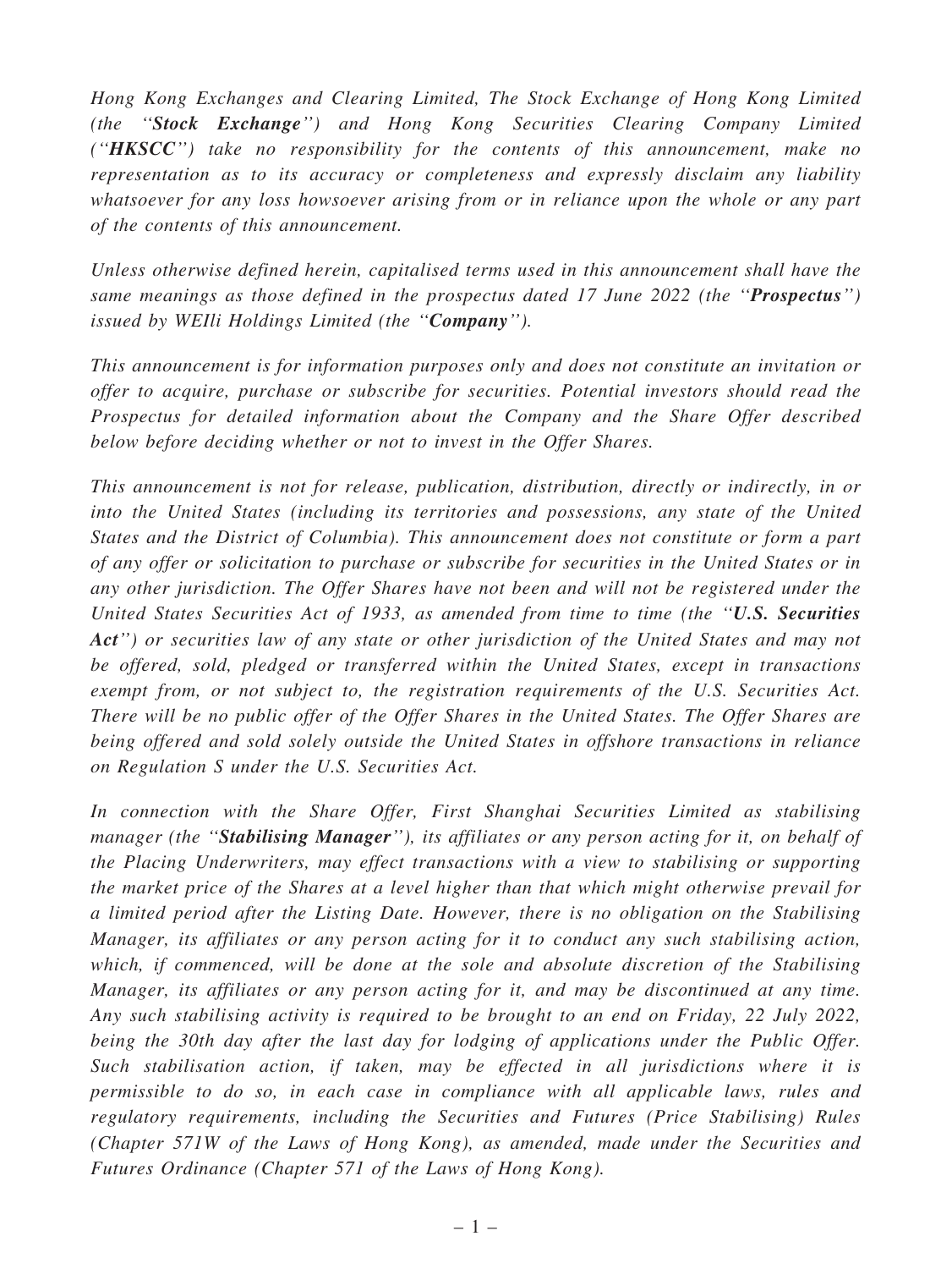*Hong Kong Exchanges and Clearing Limited, The Stock Exchange of Hong Kong Limited (the "**Stock Exchange**") and Hong Kong Securities Clearing Company Limited ("**HKSCC**") take no responsibility for the contents of this announcement, make no representation as to its accuracy or completeness and expressly disclaim any liability whatsoever for any loss howsoever arising from or in reliance upon the whole or any part of the contents of this announcement.*

*Unless otherwise defined herein, capitalised terms used in this announcement shall have the same meanings as those defined in the prospectus dated 17 June 2022 (the "**Prospectus**") issued by WEIli Holdings Limited (the "**Company**").*

*This announcement is for information purposes only and does not constitute an invitation or offer to acquire, purchase or subscribe for securities. Potential investors should read the Prospectus for detailed information about the Company and the Share Offer described below before deciding whether or not to invest in the Offer Shares.*

*This announcement is not for release, publication, distribution, directly or indirectly, in or into the United States (including its territories and possessions, any state of the United States and the District of Columbia). This announcement does not constitute or form a part of any offer or solicitation to purchase or subscribe for securities in the United States or in any other jurisdiction. The Offer Shares have not been and will not be registered under the United States Securities Act of 1933, as amended from time to time (the "**U.S. Securities Act**") or securities law of any state or other jurisdiction of the United States and may not be offered, sold, pledged or transferred within the United States, except in transactions exempt from, or not subject to, the registration requirements of the U.S. Securities Act. There will be no public offer of the Offer Shares in the United States. The Offer Shares are being offered and sold solely outside the United States in offshore transactions in reliance on Regulation S under the U.S. Securities Act.*

*In connection with the Share Offer, First Shanghai Securities Limited as stabilising manager (the "**Stabilising Manager**"), its affiliates or any person acting for it, on behalf of the Placing Underwriters, may effect transactions with a view to stabilising or supporting the market price of the Shares at a level higher than that which might otherwise prevail for a limited period after the Listing Date. However, there is no obligation on the Stabilising Manager, its affiliates or any person acting for it to conduct any such stabilising action, which, if commenced, will be done at the sole and absolute discretion of the Stabilising Manager, its affiliates or any person acting for it, and may be discontinued at any time. Any such stabilising activity is required to be brought to an end on Friday, 22 July 2022, being the 30th day after the last day for lodging of applications under the Public Offer. Such stabilisation action, if taken, may be effected in all jurisdictions where it is permissible to do so, in each case in compliance with all applicable laws, rules and regulatory requirements, including the Securities and Futures (Price Stabilising) Rules (Chapter 571W of the Laws of Hong Kong), as amended, made under the Securities and Futures Ordinance (Chapter 571 of the Laws of Hong Kong).*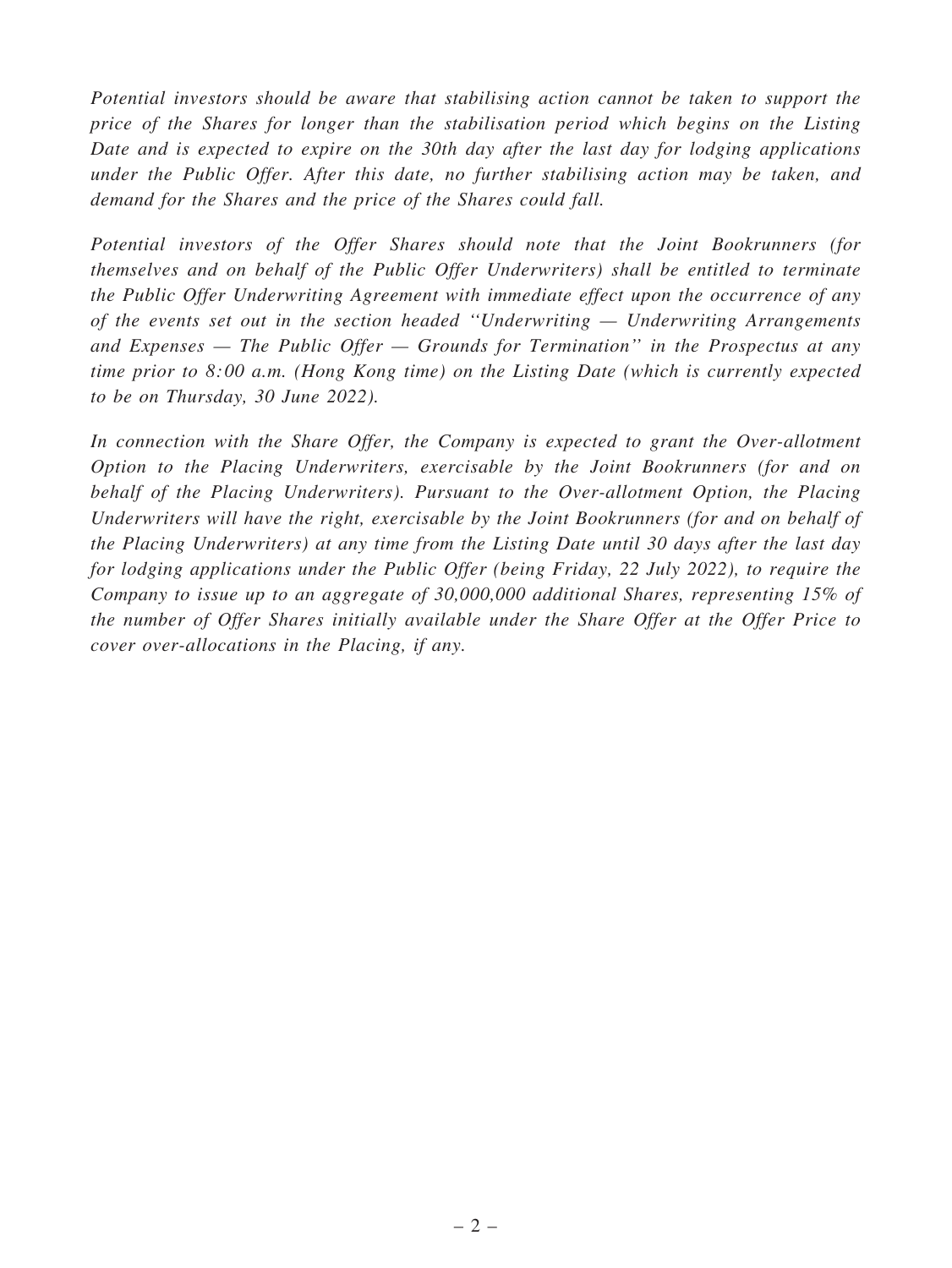*Potential investors should be aware that stabilising action cannot be taken to support the price of the Shares for longer than the stabilisation period which begins on the Listing Date and is expected to expire on the 30th day after the last day for lodging applications under the Public Offer. After this date, no further stabilising action may be taken, and demand for the Shares and the price of the Shares could fall.*

*Potential investors of the Offer Shares should note that the Joint Bookrunners (for themselves and on behalf of the Public Offer Underwriters) shall be entitled to terminate the Public Offer Underwriting Agreement with immediate effect upon the occurrence of any of the events set out in the section headed "Underwriting — Underwriting Arrangements and Expenses — The Public Offer — Grounds for Termination" in the Prospectus at any time prior to 8:00 a.m. (Hong Kong time) on the Listing Date (which is currently expected to be on Thursday, 30 June 2022).*

*In connection with the Share Offer, the Company is expected to grant the Over-allotment Option to the Placing Underwriters, exercisable by the Joint Bookrunners (for and on behalf of the Placing Underwriters). Pursuant to the Over-allotment Option, the Placing Underwriters will have the right, exercisable by the Joint Bookrunners (for and on behalf of the Placing Underwriters) at any time from the Listing Date until 30 days after the last day for lodging applications under the Public Offer (being Friday, 22 July 2022), to require the Company to issue up to an aggregate of 30,000,000 additional Shares, representing 15% of the number of Offer Shares initially available under the Share Offer at the Offer Price to cover over-allocations in the Placing, if any.*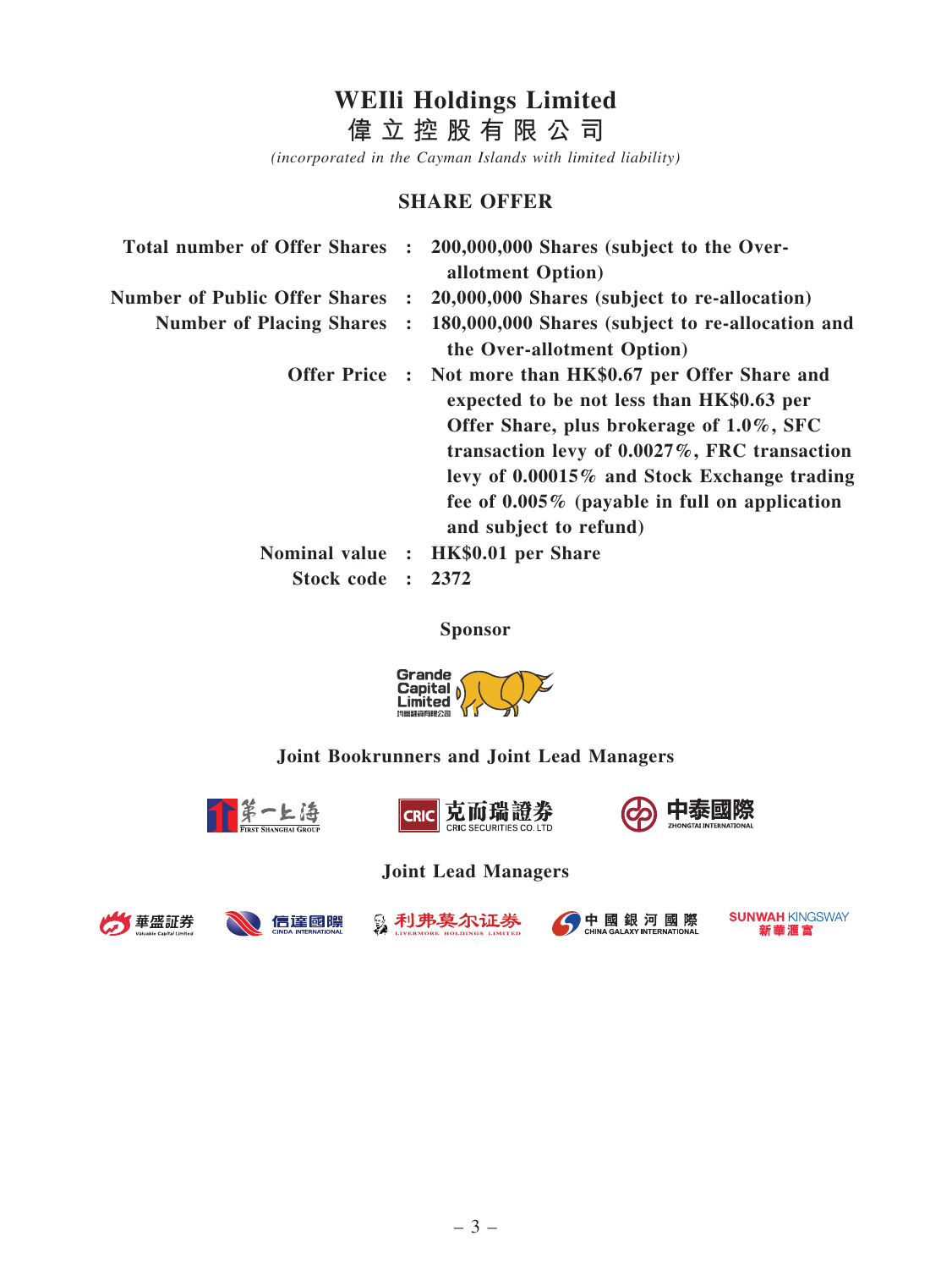# WEIli Holdings Limited

# 偉立控股有限公司

*(incorporated in the Cayman Islands with limited liability)*

## SHARE OFFER

| | | |
|---|---|---|
| **Total number of Offer Shares** | **:** | **200,000,000 Shares (subject to the Over-allotment Option)** |
| **Number of Public Offer Shares** | **:** | **20,000,000 Shares (subject to re-allocation)** |
| **Number of Placing Shares** | **:** | **180,000,000 Shares (subject to re-allocation and the Over-allotment Option)** |
| **Offer Price** | **:** | **Not more than HK$0.67 per Offer Share and expected to be not less than HK$0.63 per Offer Share, plus brokerage of 1.0%, SFC transaction levy of 0.0027%, FRC transaction levy of 0.00015% and Stock Exchange trading fee of 0.005% (payable in full on application and subject to refund)** |
| **Nominal value** | **:** | **HK$0.01 per Share** |
| **Stock code** | **:** | **2372** |

**Sponsor**

Grande Capital Limited

**Joint Bookrunners and Joint Lead Managers**

第一上海 FIRST SHANGHAI GROUP

CRIC 克而瑞證券 CRIC SECURITIES CO. LTD

中泰國際 ZHONGTAI INTERNATIONAL

**Joint Lead Managers**

華盛証券 Valuable Capital Limited

信達國際 CINDA INTERNATIONAL

利弗莫尔证券 LIVERMORE HOLDINGS LIMITED

中國銀河國際 CHINA GALAXY INTERNATIONAL

SUNWAH KINGSWAY 新華滙富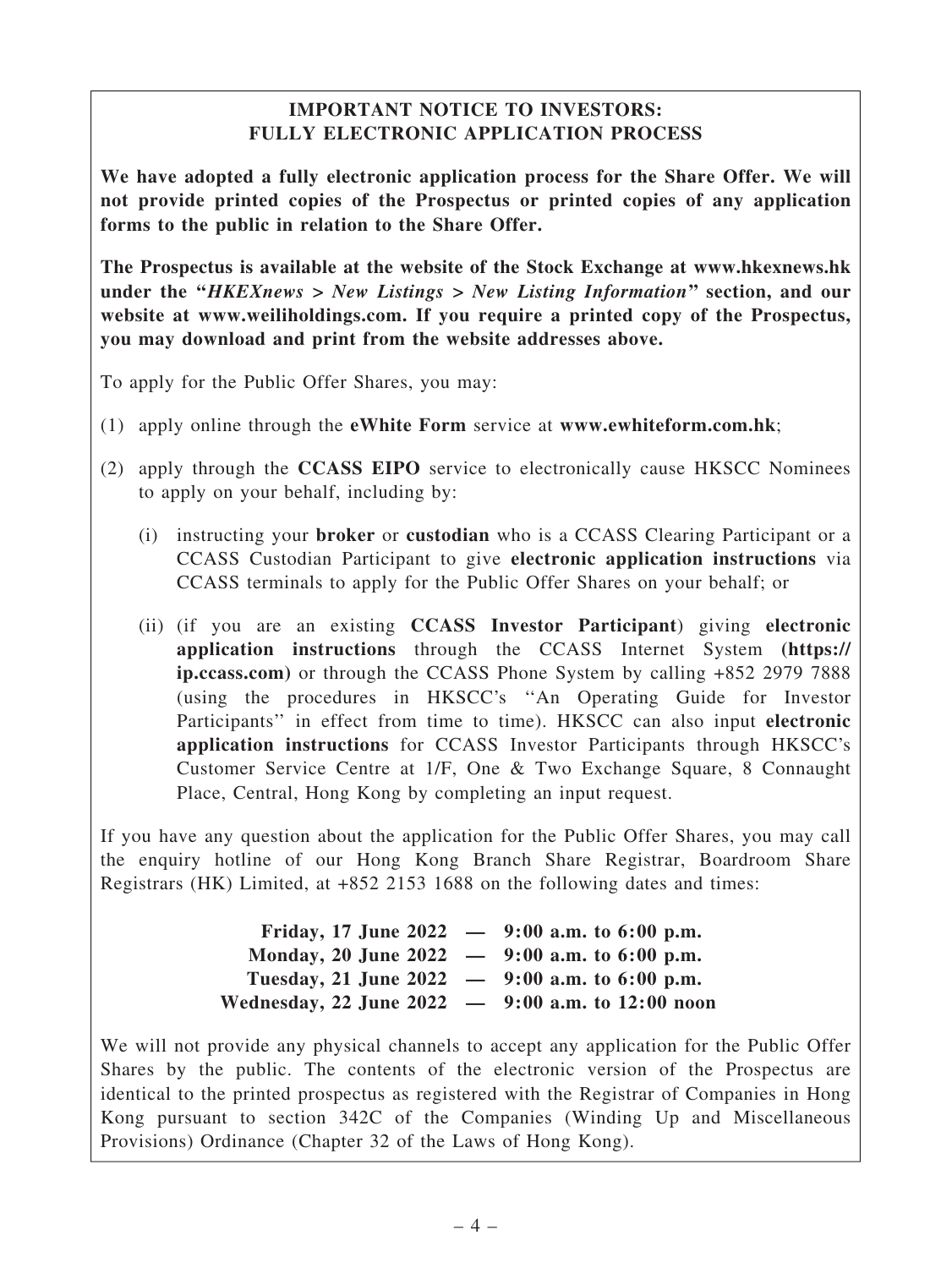# IMPORTANT NOTICE TO INVESTORS: FULLY ELECTRONIC APPLICATION PROCESS

**We have adopted a fully electronic application process for the Share Offer. We will not provide printed copies of the Prospectus or printed copies of any application forms to the public in relation to the Share Offer.**

**The Prospectus is available at the website of the Stock Exchange at www.hkexnews.hk under the "*HKEXnews > New Listings > New Listing Information*" section, and our website at www.weiliholdings.com. If you require a printed copy of the Prospectus, you may download and print from the website addresses above.**

To apply for the Public Offer Shares, you may:

(1) apply online through the **eWhite Form** service at **www.ewhiteform.com.hk**;

(2) apply through the **CCASS EIPO** service to electronically cause HKSCC Nominees to apply on your behalf, including by:

   (i) instructing your **broker** or **custodian** who is a CCASS Clearing Participant or a CCASS Custodian Participant to give **electronic application instructions** via CCASS terminals to apply for the Public Offer Shares on your behalf; or

   (ii) (if you are an existing **CCASS Investor Participant**) giving **electronic application instructions** through the CCASS Internet System **(https://ip.ccass.com)** or through the CCASS Phone System by calling +852 2979 7888 (using the procedures in HKSCC's "An Operating Guide for Investor Participants" in effect from time to time). HKSCC can also input **electronic application instructions** for CCASS Investor Participants through HKSCC's Customer Service Centre at 1/F, One & Two Exchange Square, 8 Connaught Place, Central, Hong Kong by completing an input request.

If you have any question about the application for the Public Offer Shares, you may call the enquiry hotline of our Hong Kong Branch Share Registrar, Boardroom Share Registrars (HK) Limited, at +852 2153 1688 on the following dates and times:

**Friday, 17 June 2022 — 9:00 a.m. to 6:00 p.m.**
**Monday, 20 June 2022 — 9:00 a.m. to 6:00 p.m.**
**Tuesday, 21 June 2022 — 9:00 a.m. to 6:00 p.m.**
**Wednesday, 22 June 2022 — 9:00 a.m. to 12:00 noon**

We will not provide any physical channels to accept any application for the Public Offer Shares by the public. The contents of the electronic version of the Prospectus are identical to the printed prospectus as registered with the Registrar of Companies in Hong Kong pursuant to section 342C of the Companies (Winding Up and Miscellaneous Provisions) Ordinance (Chapter 32 of the Laws of Hong Kong).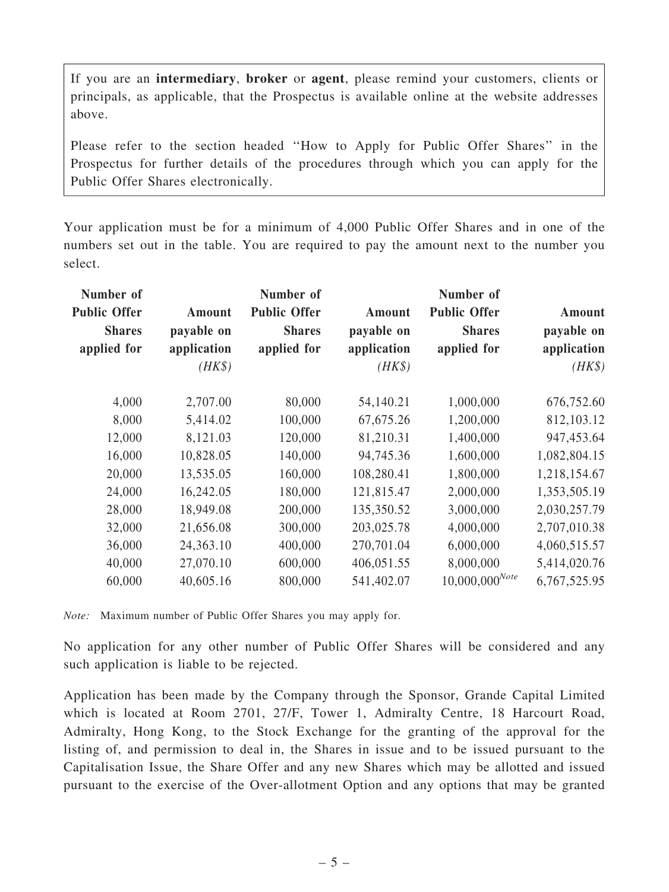If you are an **intermediary**, **broker** or **agent**, please remind your customers, clients or principals, as applicable, that the Prospectus is available online at the website addresses above.

Please refer to the section headed "How to Apply for Public Offer Shares" in the Prospectus for further details of the procedures through which you can apply for the Public Offer Shares electronically.

Your application must be for a minimum of 4,000 Public Offer Shares and in one of the numbers set out in the table. You are required to pay the amount next to the number you select.

| Number of Public Offer Shares applied for | Amount payable on application *(HK$)* | Number of Public Offer Shares applied for | Amount payable on application *(HK$)* | Number of Public Offer Shares applied for | Amount payable on application *(HK$)* |
|---|---|---|---|---|---|
| 4,000 | 2,707.00 | 80,000 | 54,140.21 | 1,000,000 | 676,752.60 |
| 8,000 | 5,414.02 | 100,000 | 67,675.26 | 1,200,000 | 812,103.12 |
| 12,000 | 8,121.03 | 120,000 | 81,210.31 | 1,400,000 | 947,453.64 |
| 16,000 | 10,828.05 | 140,000 | 94,745.36 | 1,600,000 | 1,082,804.15 |
| 20,000 | 13,535.05 | 160,000 | 108,280.41 | 1,800,000 | 1,218,154.67 |
| 24,000 | 16,242.05 | 180,000 | 121,815.47 | 2,000,000 | 1,353,505.19 |
| 28,000 | 18,949.08 | 200,000 | 135,350.52 | 3,000,000 | 2,030,257.79 |
| 32,000 | 21,656.08 | 300,000 | 203,025.78 | 4,000,000 | 2,707,010.38 |
| 36,000 | 24,363.10 | 400,000 | 270,701.04 | 6,000,000 | 4,060,515.57 |
| 40,000 | 27,070.10 | 600,000 | 406,051.55 | 8,000,000 | 5,414,020.76 |
| 60,000 | 40,605.16 | 800,000 | 541,402.07 | 10,000,000[Note] | 6,767,525.95 |

*Note:* Maximum number of Public Offer Shares you may apply for.

No application for any other number of Public Offer Shares will be considered and any such application is liable to be rejected.

Application has been made by the Company through the Sponsor, Grande Capital Limited which is located at Room 2701, 27/F, Tower 1, Admiralty Centre, 18 Harcourt Road, Admiralty, Hong Kong, to the Stock Exchange for the granting of the approval for the listing of, and permission to deal in, the Shares in issue and to be issued pursuant to the Capitalisation Issue, the Share Offer and any new Shares which may be allotted and issued pursuant to the exercise of the Over-allotment Option and any options that may be granted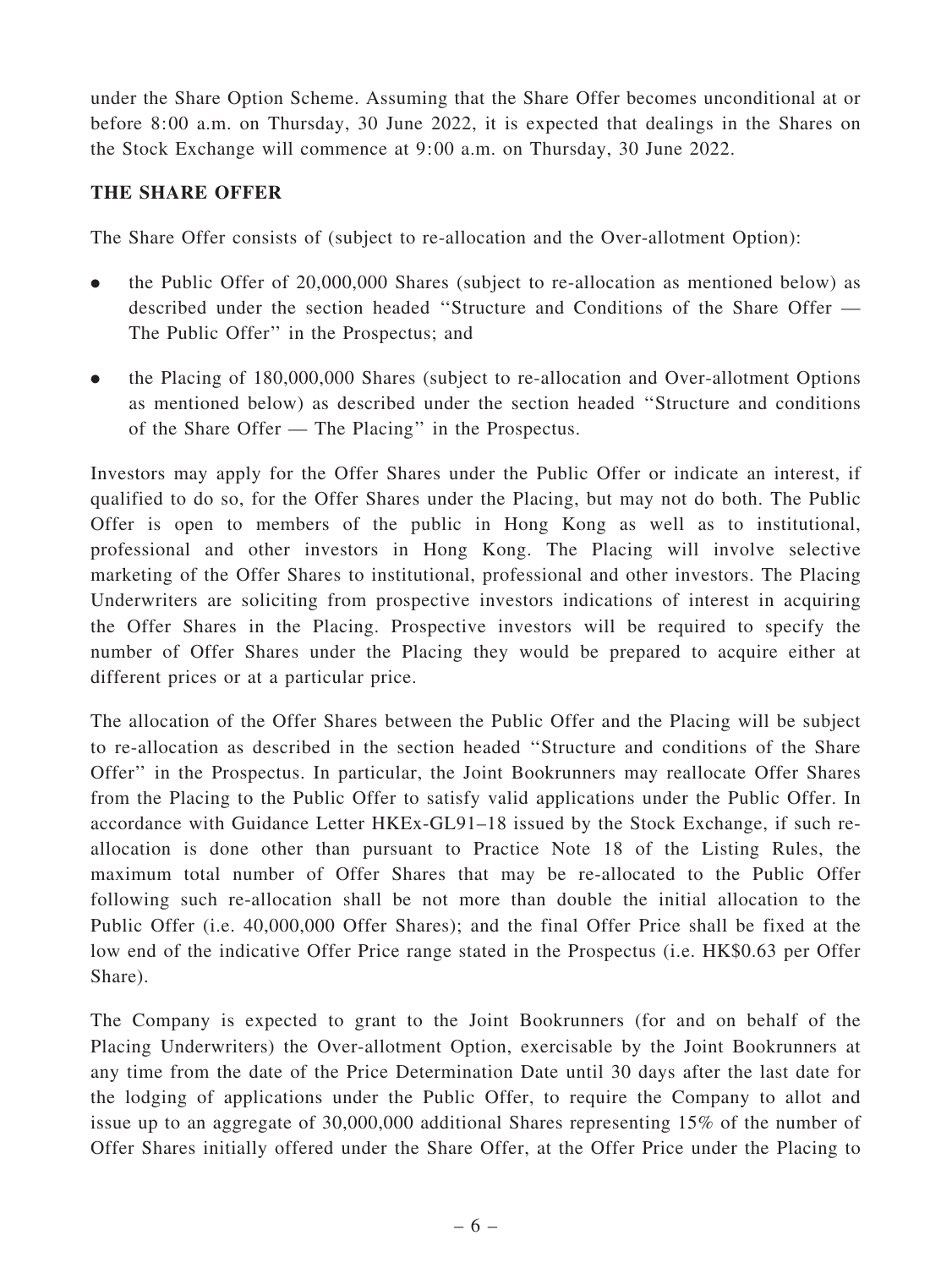under the Share Option Scheme. Assuming that the Share Offer becomes unconditional at or before 8:00 a.m. on Thursday, 30 June 2022, it is expected that dealings in the Shares on the Stock Exchange will commence at 9:00 a.m. on Thursday, 30 June 2022.

**THE SHARE OFFER**

The Share Offer consists of (subject to re-allocation and the Over-allotment Option):

- the Public Offer of 20,000,000 Shares (subject to re-allocation as mentioned below) as described under the section headed ''Structure and Conditions of the Share Offer — The Public Offer'' in the Prospectus; and
- the Placing of 180,000,000 Shares (subject to re-allocation and Over-allotment Options as mentioned below) as described under the section headed ''Structure and conditions of the Share Offer — The Placing'' in the Prospectus.

Investors may apply for the Offer Shares under the Public Offer or indicate an interest, if qualified to do so, for the Offer Shares under the Placing, but may not do both. The Public Offer is open to members of the public in Hong Kong as well as to institutional, professional and other investors in Hong Kong. The Placing will involve selective marketing of the Offer Shares to institutional, professional and other investors. The Placing Underwriters are soliciting from prospective investors indications of interest in acquiring the Offer Shares in the Placing. Prospective investors will be required to specify the number of Offer Shares under the Placing they would be prepared to acquire either at different prices or at a particular price.

The allocation of the Offer Shares between the Public Offer and the Placing will be subject to re-allocation as described in the section headed ''Structure and conditions of the Share Offer'' in the Prospectus. In particular, the Joint Bookrunners may reallocate Offer Shares from the Placing to the Public Offer to satisfy valid applications under the Public Offer. In accordance with Guidance Letter HKEx-GL91–18 issued by the Stock Exchange, if such re-allocation is done other than pursuant to Practice Note 18 of the Listing Rules, the maximum total number of Offer Shares that may be re-allocated to the Public Offer following such re-allocation shall be not more than double the initial allocation to the Public Offer (i.e. 40,000,000 Offer Shares); and the final Offer Price shall be fixed at the low end of the indicative Offer Price range stated in the Prospectus (i.e. HK$0.63 per Offer Share).

The Company is expected to grant to the Joint Bookrunners (for and on behalf of the Placing Underwriters) the Over-allotment Option, exercisable by the Joint Bookrunners at any time from the date of the Price Determination Date until 30 days after the last date for the lodging of applications under the Public Offer, to require the Company to allot and issue up to an aggregate of 30,000,000 additional Shares representing 15% of the number of Offer Shares initially offered under the Share Offer, at the Offer Price under the Placing to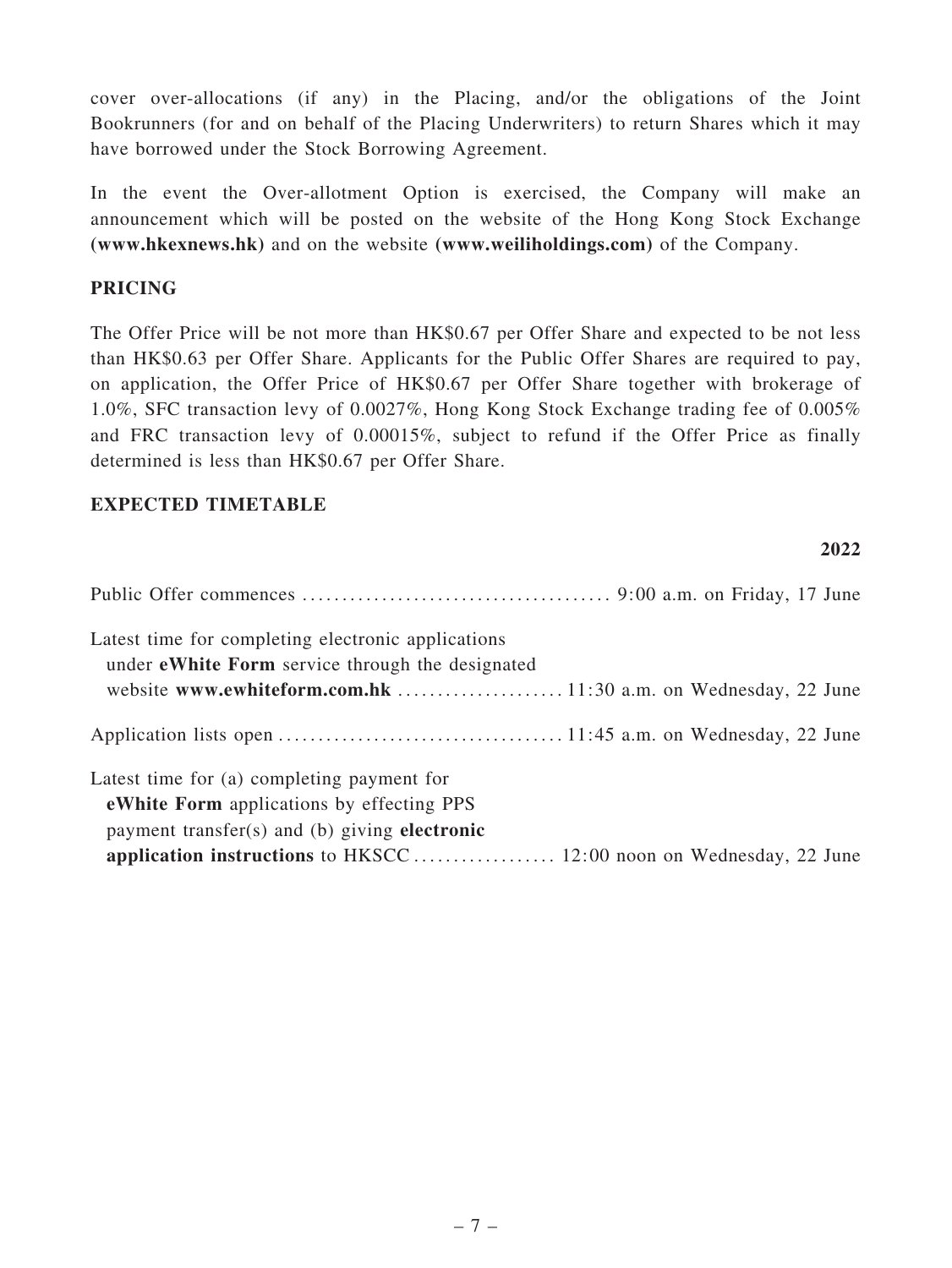cover over-allocations (if any) in the Placing, and/or the obligations of the Joint Bookrunners (for and on behalf of the Placing Underwriters) to return Shares which it may have borrowed under the Stock Borrowing Agreement.

In the event the Over-allotment Option is exercised, the Company will make an announcement which will be posted on the website of the Hong Kong Stock Exchange **(www.hkexnews.hk)** and on the website **(www.weiliholdings.com)** of the Company.

## PRICING

The Offer Price will be not more than HK$0.67 per Offer Share and expected to be not less than HK$0.63 per Offer Share. Applicants for the Public Offer Shares are required to pay, on application, the Offer Price of HK$0.67 per Offer Share together with brokerage of 1.0%, SFC transaction levy of 0.0027%, Hong Kong Stock Exchange trading fee of 0.005% and FRC transaction levy of 0.00015%, subject to refund if the Offer Price as finally determined is less than HK$0.67 per Offer Share.

## EXPECTED TIMETABLE

| | **2022** |
|---|---|
| Public Offer commences | 9:00 a.m. on Friday, 17 June |
| Latest time for completing electronic applications under **eWhite Form** service through the designated website **www.ewhiteform.com.hk** | 11:30 a.m. on Wednesday, 22 June |
| Application lists open | 11:45 a.m. on Wednesday, 22 June |
| Latest time for (a) completing payment for **eWhite Form** applications by effecting PPS payment transfer(s) and (b) giving **electronic application instructions** to HKSCC | 12:00 noon on Wednesday, 22 June |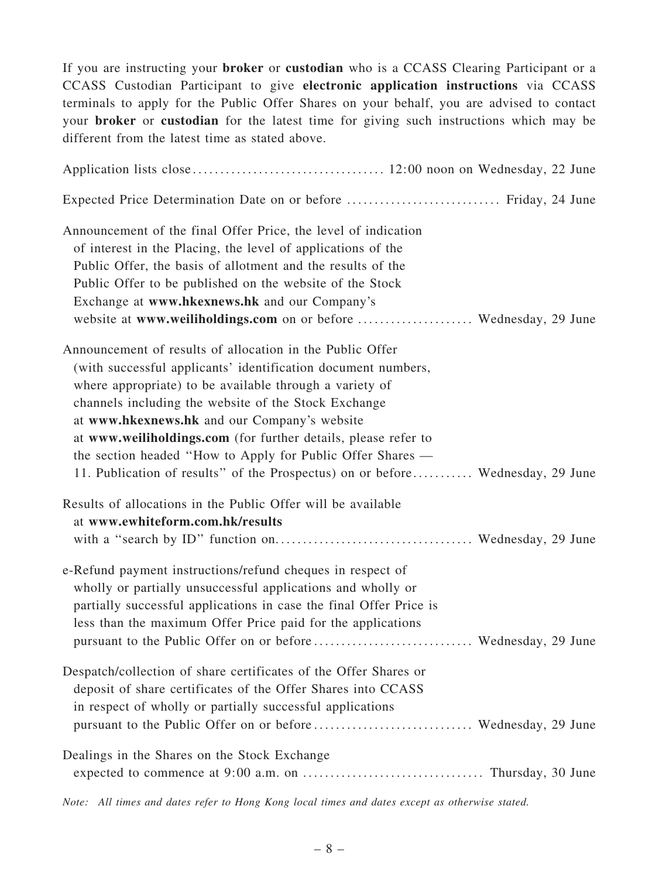If you are instructing your **broker** or **custodian** who is a CCASS Clearing Participant or a CCASS Custodian Participant to give **electronic application instructions** via CCASS terminals to apply for the Public Offer Shares on your behalf, you are advised to contact your **broker** or **custodian** for the latest time for giving such instructions which may be different from the latest time as stated above.

| | |
|---|---|
| Application lists close | 12:00 noon on Wednesday, 22 June |
| Expected Price Determination Date on or before | Friday, 24 June |
| Announcement of the final Offer Price, the level of indication of interest in the Placing, the level of applications of the Public Offer, the basis of allotment and the results of the Public Offer to be published on the website of the Stock Exchange at **www.hkexnews.hk** and our Company's website at **www.weiliholdings.com** on or before | Wednesday, 29 June |
| Announcement of results of allocation in the Public Offer (with successful applicants' identification document numbers, where appropriate) to be available through a variety of channels including the website of the Stock Exchange at **www.hkexnews.hk** and our Company's website at **www.weiliholdings.com** (for further details, please refer to the section headed "How to Apply for Public Offer Shares — 11. Publication of results" of the Prospectus) on or before | Wednesday, 29 June |
| Results of allocations in the Public Offer will be available at **www.ewhiteform.com.hk/results** with a "search by ID" function on | Wednesday, 29 June |
| e-Refund payment instructions/refund cheques in respect of wholly or partially unsuccessful applications and wholly or partially successful applications in case the final Offer Price is less than the maximum Offer Price paid for the applications pursuant to the Public Offer on or before | Wednesday, 29 June |
| Despatch/collection of share certificates of the Offer Shares or deposit of share certificates of the Offer Shares into CCASS in respect of wholly or partially successful applications pursuant to the Public Offer on or before | Wednesday, 29 June |
| Dealings in the Shares on the Stock Exchange expected to commence at 9:00 a.m. on | Thursday, 30 June |

*Note: All times and dates refer to Hong Kong local times and dates except as otherwise stated.*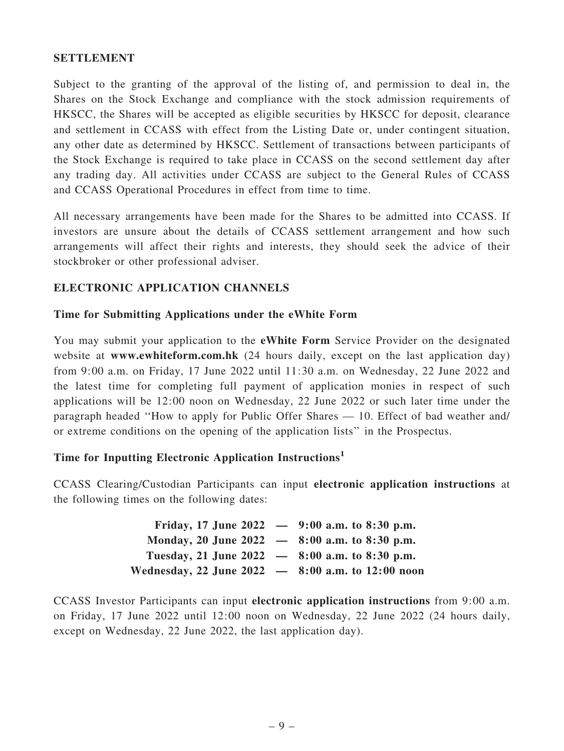## SETTLEMENT

Subject to the granting of the approval of the listing of, and permission to deal in, the Shares on the Stock Exchange and compliance with the stock admission requirements of HKSCC, the Shares will be accepted as eligible securities by HKSCC for deposit, clearance and settlement in CCASS with effect from the Listing Date or, under contingent situation, any other date as determined by HKSCC. Settlement of transactions between participants of the Stock Exchange is required to take place in CCASS on the second settlement day after any trading day. All activities under CCASS are subject to the General Rules of CCASS and CCASS Operational Procedures in effect from time to time.

All necessary arrangements have been made for the Shares to be admitted into CCASS. If investors are unsure about the details of CCASS settlement arrangement and how such arrangements will affect their rights and interests, they should seek the advice of their stockbroker or other professional adviser.

## ELECTRONIC APPLICATION CHANNELS

### Time for Submitting Applications under the eWhite Form

You may submit your application to the **eWhite Form** Service Provider on the designated website at **www.ewhiteform.com.hk** (24 hours daily, except on the last application day) from 9:00 a.m. on Friday, 17 June 2022 until 11:30 a.m. on Wednesday, 22 June 2022 and the latest time for completing full payment of application monies in respect of such applications will be 12:00 noon on Wednesday, 22 June 2022 or such later time under the paragraph headed ''How to apply for Public Offer Shares — 10. Effect of bad weather and/ or extreme conditions on the opening of the application lists'' in the Prospectus.

### Time for Inputting Electronic Application Instructions[1]

CCASS Clearing/Custodian Participants can input **electronic application instructions** at the following times on the following dates:

**Friday, 17 June 2022 — 9:00 a.m. to 8:30 p.m.**
**Monday, 20 June 2022 — 8:00 a.m. to 8:30 p.m.**
**Tuesday, 21 June 2022 — 8:00 a.m. to 8:30 p.m.**
**Wednesday, 22 June 2022 — 8:00 a.m. to 12:00 noon**

CCASS Investor Participants can input **electronic application instructions** from 9:00 a.m. on Friday, 17 June 2022 until 12:00 noon on Wednesday, 22 June 2022 (24 hours daily, except on Wednesday, 22 June 2022, the last application day).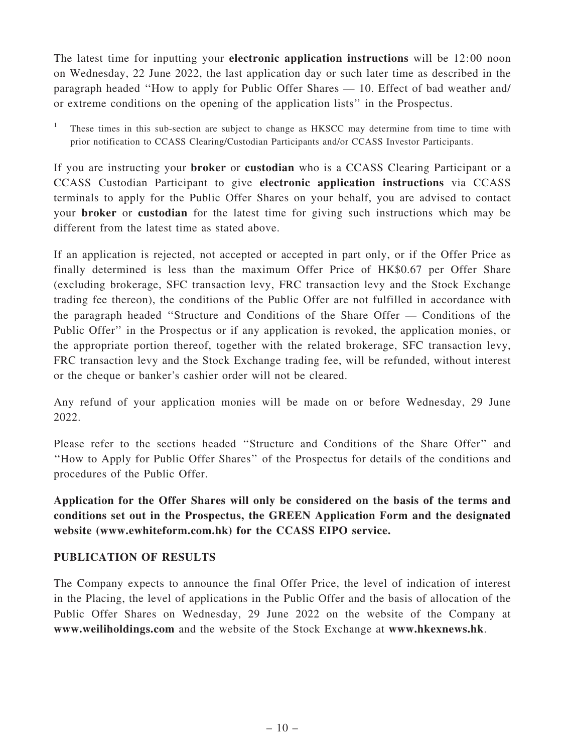The latest time for inputting your **electronic application instructions** will be 12:00 noon on Wednesday, 22 June 2022, the last application day or such later time as described in the paragraph headed ''How to apply for Public Offer Shares — 10. Effect of bad weather and/ or extreme conditions on the opening of the application lists'' in the Prospectus.

[1] These times in this sub-section are subject to change as HKSCC may determine from time to time with prior notification to CCASS Clearing/Custodian Participants and/or CCASS Investor Participants.

If you are instructing your **broker** or **custodian** who is a CCASS Clearing Participant or a CCASS Custodian Participant to give **electronic application instructions** via CCASS terminals to apply for the Public Offer Shares on your behalf, you are advised to contact your **broker** or **custodian** for the latest time for giving such instructions which may be different from the latest time as stated above.

If an application is rejected, not accepted or accepted in part only, or if the Offer Price as finally determined is less than the maximum Offer Price of HK$0.67 per Offer Share (excluding brokerage, SFC transaction levy, FRC transaction levy and the Stock Exchange trading fee thereon), the conditions of the Public Offer are not fulfilled in accordance with the paragraph headed ''Structure and Conditions of the Share Offer — Conditions of the Public Offer'' in the Prospectus or if any application is revoked, the application monies, or the appropriate portion thereof, together with the related brokerage, SFC transaction levy, FRC transaction levy and the Stock Exchange trading fee, will be refunded, without interest or the cheque or banker's cashier order will not be cleared.

Any refund of your application monies will be made on or before Wednesday, 29 June 2022.

Please refer to the sections headed ''Structure and Conditions of the Share Offer'' and ''How to Apply for Public Offer Shares'' of the Prospectus for details of the conditions and procedures of the Public Offer.

**Application for the Offer Shares will only be considered on the basis of the terms and conditions set out in the Prospectus, the GREEN Application Form and the designated website (www.ewhiteform.com.hk) for the CCASS EIPO service.**

## PUBLICATION OF RESULTS

The Company expects to announce the final Offer Price, the level of indication of interest in the Placing, the level of applications in the Public Offer and the basis of allocation of the Public Offer Shares on Wednesday, 29 June 2022 on the website of the Company at **www.weiliholdings.com** and the website of the Stock Exchange at **www.hkexnews.hk**.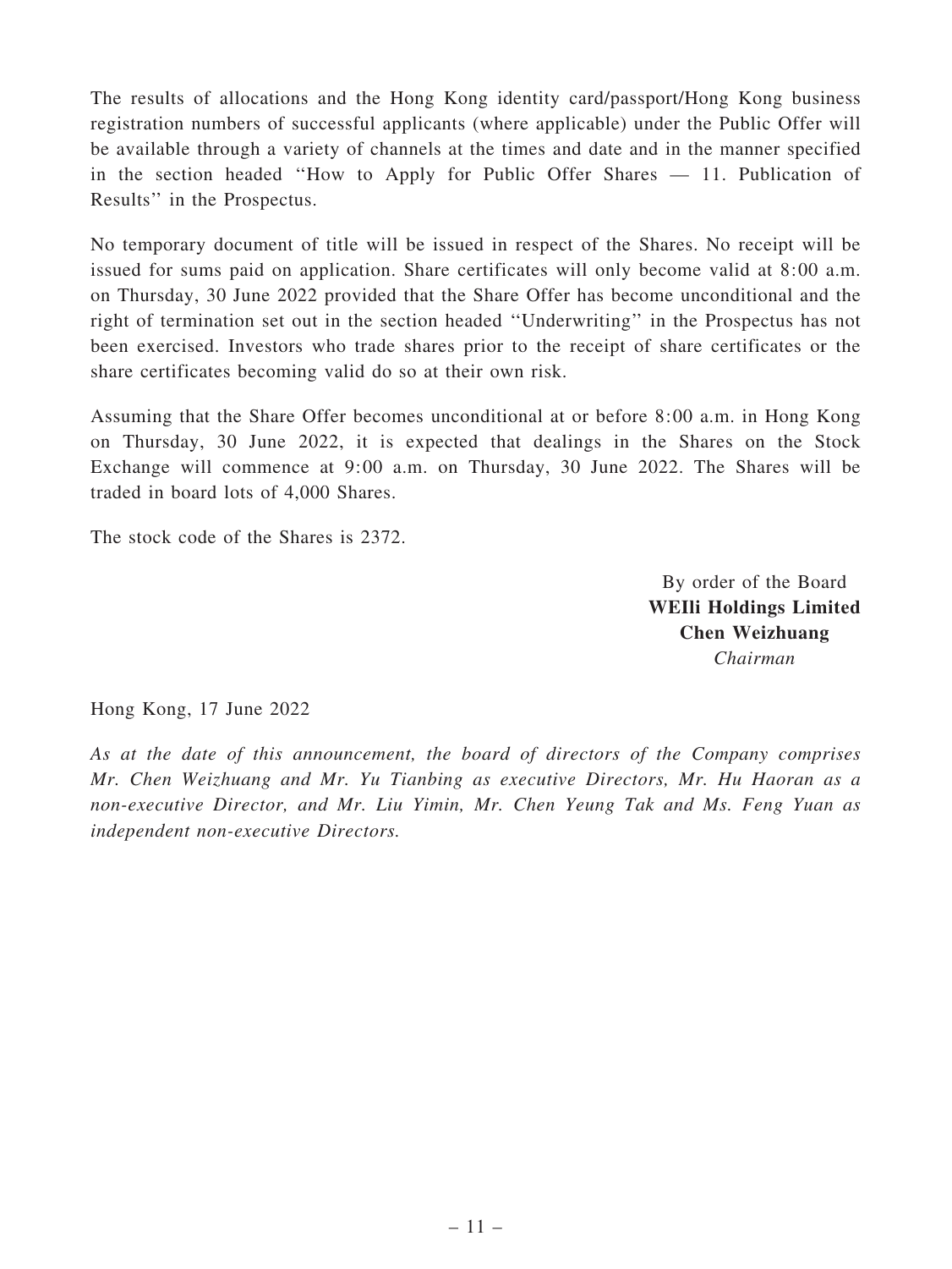The results of allocations and the Hong Kong identity card/passport/Hong Kong business registration numbers of successful applicants (where applicable) under the Public Offer will be available through a variety of channels at the times and date and in the manner specified in the section headed ''How to Apply for Public Offer Shares — 11. Publication of Results'' in the Prospectus.

No temporary document of title will be issued in respect of the Shares. No receipt will be issued for sums paid on application. Share certificates will only become valid at 8:00 a.m. on Thursday, 30 June 2022 provided that the Share Offer has become unconditional and the right of termination set out in the section headed ''Underwriting'' in the Prospectus has not been exercised. Investors who trade shares prior to the receipt of share certificates or the share certificates becoming valid do so at their own risk.

Assuming that the Share Offer becomes unconditional at or before 8:00 a.m. in Hong Kong on Thursday, 30 June 2022, it is expected that dealings in the Shares on the Stock Exchange will commence at 9:00 a.m. on Thursday, 30 June 2022. The Shares will be traded in board lots of 4,000 Shares.

The stock code of the Shares is 2372.

By order of the Board
**WEIli Holdings Limited**
**Chen Weizhuang**
*Chairman*

Hong Kong, 17 June 2022

*As at the date of this announcement, the board of directors of the Company comprises Mr. Chen Weizhuang and Mr. Yu Tianbing as executive Directors, Mr. Hu Haoran as a non-executive Director, and Mr. Liu Yimin, Mr. Chen Yeung Tak and Ms. Feng Yuan as independent non-executive Directors.*